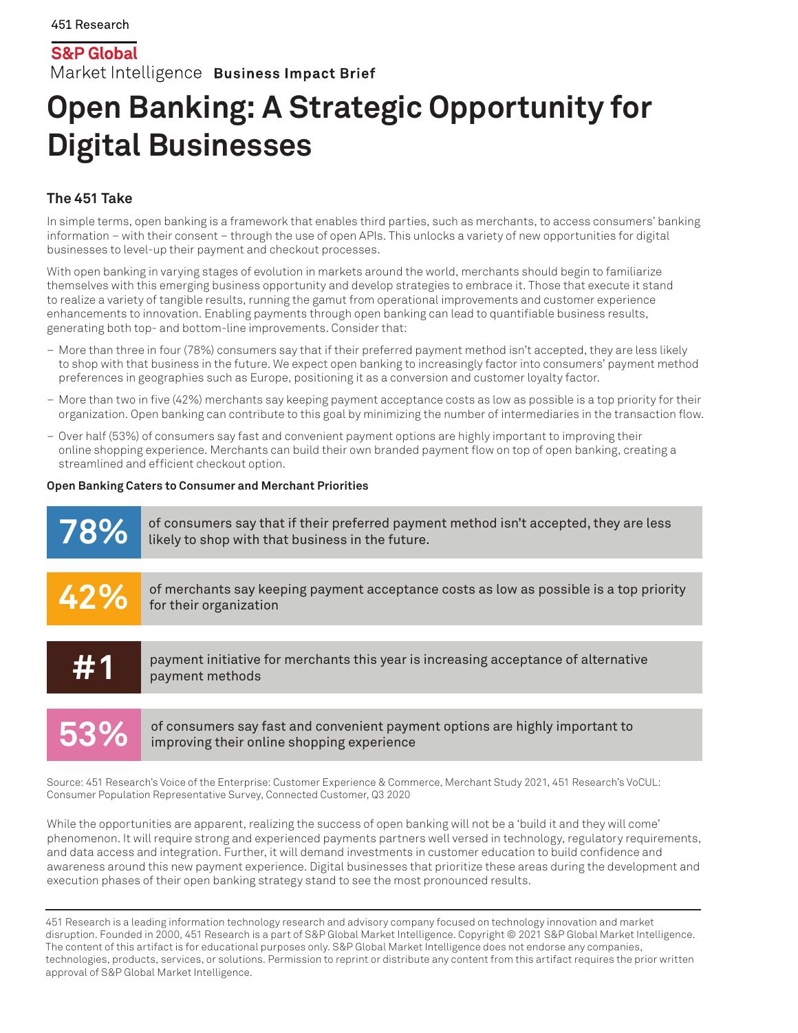451 Research

**S&P Global**
Market Intelligence **Business Impact Brief**

# Open Banking: A Strategic Opportunity for Digital Businesses

### The 451 Take

In simple terms, open banking is a framework that enables third parties, such as merchants, to access consumers' banking information – with their consent – through the use of open APIs. This unlocks a variety of new opportunities for digital businesses to level-up their payment and checkout processes.

With open banking in varying stages of evolution in markets around the world, merchants should begin to familiarize themselves with this emerging business opportunity and develop strategies to embrace it. Those that execute it stand to realize a variety of tangible results, running the gamut from operational improvements and customer experience enhancements to innovation. Enabling payments through open banking can lead to quantifiable business results, generating both top- and bottom-line improvements. Consider that:

- More than three in four (78%) consumers say that if their preferred payment method isn't accepted, they are less likely to shop with that business in the future. We expect open banking to increasingly factor into consumers' payment method preferences in geographies such as Europe, positioning it as a conversion and customer loyalty factor.
- More than two in five (42%) merchants say keeping payment acceptance costs as low as possible is a top priority for their organization. Open banking can contribute to this goal by minimizing the number of intermediaries in the transaction flow.
- Over half (53%) of consumers say fast and convenient payment options are highly important to improving their online shopping experience. Merchants can build their own branded payment flow on top of open banking, creating a streamlined and efficient checkout option.

**Open Banking Caters to Consumer and Merchant Priorities**

| | |
|---|---|
| **78%** | of consumers say that if their preferred payment method isn't accepted, they are less likely to shop with that business in the future. |
| **42%** | of merchants say keeping payment acceptance costs as low as possible is a top priority for their organization |
| **#1** | payment initiative for merchants this year is increasing acceptance of alternative payment methods |
| **53%** | of consumers say fast and convenient payment options are highly important to improving their online shopping experience |

Source: 451 Research's Voice of the Enterprise: Customer Experience & Commerce, Merchant Study 2021, 451 Research's VoCUL: Consumer Population Representative Survey, Connected Customer, Q3 2020

While the opportunities are apparent, realizing the success of open banking will not be a 'build it and they will come' phenomenon. It will require strong and experienced payments partners well versed in technology, regulatory requirements, and data access and integration. Further, it will demand investments in customer education to build confidence and awareness around this new payment experience. Digital businesses that prioritize these areas during the development and execution phases of their open banking strategy stand to see the most pronounced results.

---

451 Research is a leading information technology research and advisory company focused on technology innovation and market disruption. Founded in 2000, 451 Research is a part of S&P Global Market Intelligence. Copyright © 2021 S&P Global Market Intelligence. The content of this artifact is for educational purposes only. S&P Global Market Intelligence does not endorse any companies, technologies, products, services, or solutions. Permission to reprint or distribute any content from this artifact requires the prior written approval of S&P Global Market Intelligence.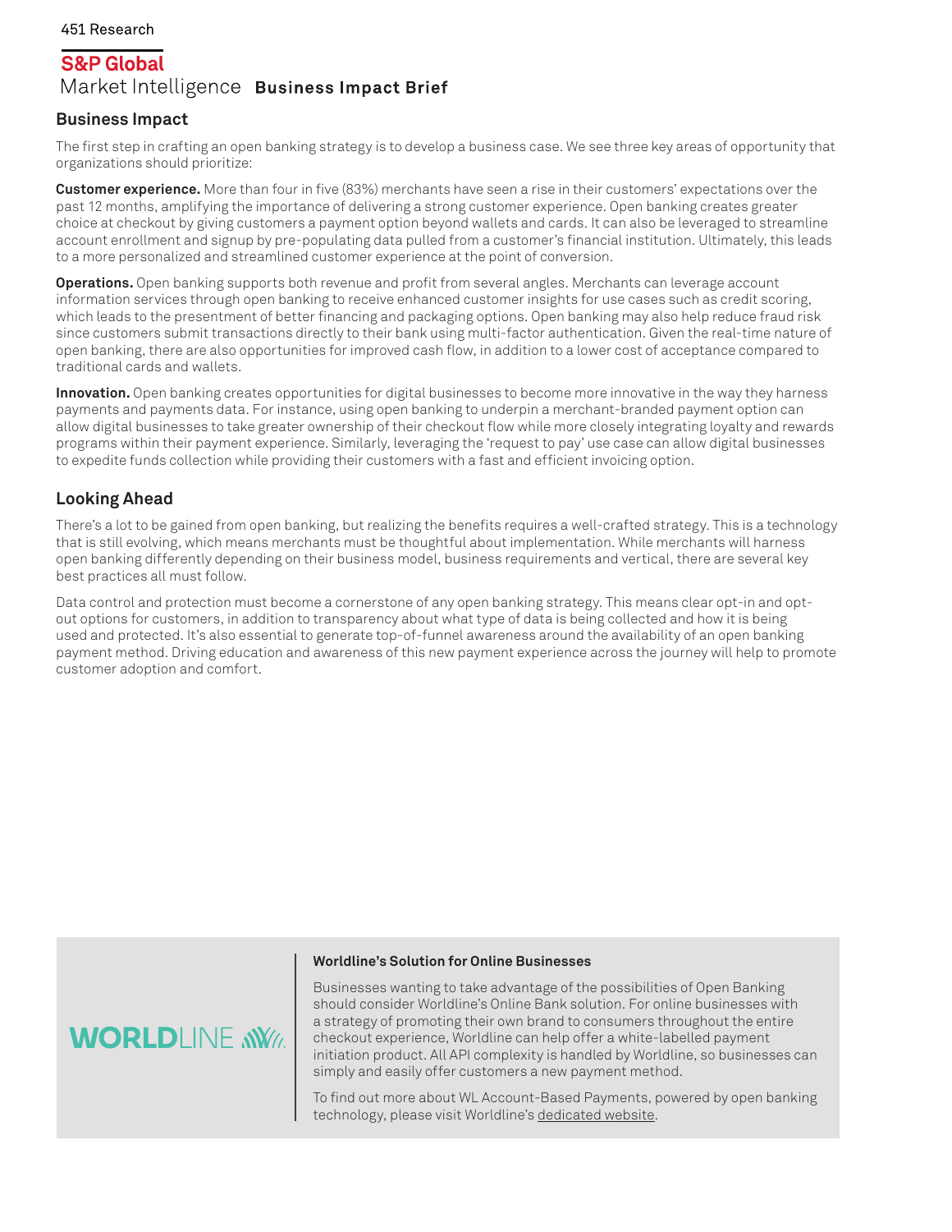## Business Impact

The first step in crafting an open banking strategy is to develop a business case. We see three key areas of opportunity that organizations should prioritize:

**Customer experience.** More than four in five (83%) merchants have seen a rise in their customers' expectations over the past 12 months, amplifying the importance of delivering a strong customer experience. Open banking creates greater choice at checkout by giving customers a payment option beyond wallets and cards. It can also be leveraged to streamline account enrollment and signup by pre-populating data pulled from a customer's financial institution. Ultimately, this leads to a more personalized and streamlined customer experience at the point of conversion.

**Operations.** Open banking supports both revenue and profit from several angles. Merchants can leverage account information services through open banking to receive enhanced customer insights for use cases such as credit scoring, which leads to the presentment of better financing and packaging options. Open banking may also help reduce fraud risk since customers submit transactions directly to their bank using multi-factor authentication. Given the real-time nature of open banking, there are also opportunities for improved cash flow, in addition to a lower cost of acceptance compared to traditional cards and wallets.

**Innovation.** Open banking creates opportunities for digital businesses to become more innovative in the way they harness payments and payments data. For instance, using open banking to underpin a merchant-branded payment option can allow digital businesses to take greater ownership of their checkout flow while more closely integrating loyalty and rewards programs within their payment experience. Similarly, leveraging the 'request to pay' use case can allow digital businesses to expedite funds collection while providing their customers with a fast and efficient invoicing option.

## Looking Ahead

There's a lot to be gained from open banking, but realizing the benefits requires a well-crafted strategy. This is a technology that is still evolving, which means merchants must be thoughtful about implementation. While merchants will harness open banking differently depending on their business model, business requirements and vertical, there are several key best practices all must follow.

Data control and protection must become a cornerstone of any open banking strategy. This means clear opt-in and opt-out options for customers, in addition to transparency about what type of data is being collected and how it is being used and protected. It's also essential to generate top-of-funnel awareness around the availability of an open banking payment method. Driving education and awareness of this new payment experience across the journey will help to promote customer adoption and comfort.

WORLDLINE

**Worldline's Solution for Online Businesses**

Businesses wanting to take advantage of the possibilities of Open Banking should consider Worldline's Online Bank solution. For online businesses with a strategy of promoting their own brand to consumers throughout the entire checkout experience, Worldline can help offer a white-labelled payment initiation product. All API complexity is handled by Worldline, so businesses can simply and easily offer customers a new payment method.

To find out more about WL Account-Based Payments, powered by open banking technology, please visit Worldline's dedicated website.